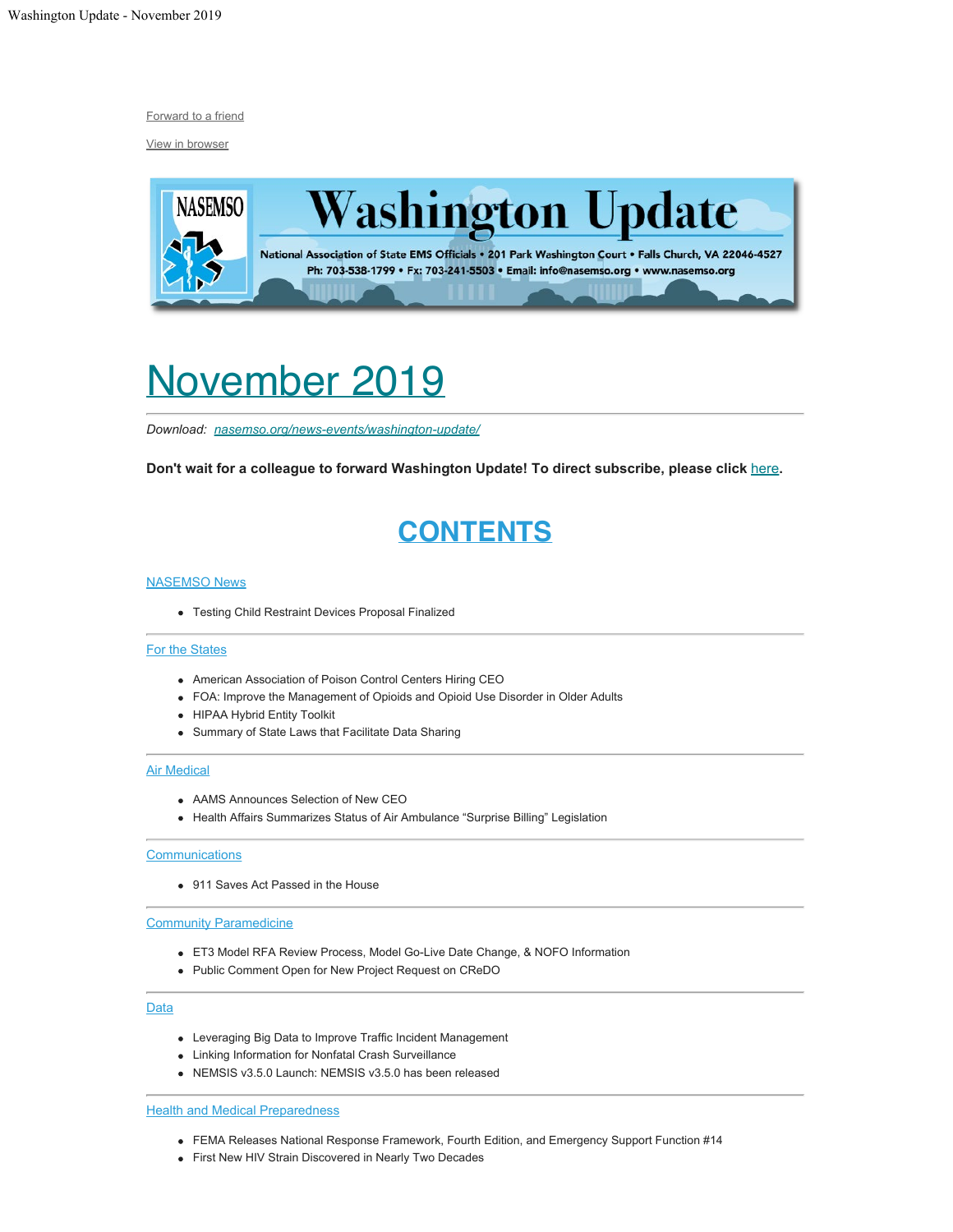Forward to a friend

View in browser

# Washington Update

National Association of State EMS Officials • 201 Park Washington Court • Falls Church, VA 22046-4527
Ph: 703-538-1799 • Fx: 703-241-5503 • Email: info@nasemso.org • www.nasemso.org

# November 2019

*Download: nasemso.org/news-events/washington-update/*

**Don't wait for a colleague to forward Washington Update! To direct subscribe, please click here.**

## CONTENTS

NASEMSO News

- Testing Child Restraint Devices Proposal Finalized

For the States

- American Association of Poison Control Centers Hiring CEO
- FOA: Improve the Management of Opioids and Opioid Use Disorder in Older Adults
- HIPAA Hybrid Entity Toolkit
- Summary of State Laws that Facilitate Data Sharing

Air Medical

- AAMS Announces Selection of New CEO
- Health Affairs Summarizes Status of Air Ambulance "Surprise Billing" Legislation

Communications

- 911 Saves Act Passed in the House

Community Paramedicine

- ET3 Model RFA Review Process, Model Go-Live Date Change, & NOFO Information
- Public Comment Open for New Project Request on CReDO

Data

- Leveraging Big Data to Improve Traffic Incident Management
- Linking Information for Nonfatal Crash Surveillance
- NEMSIS v3.5.0 Launch: NEMSIS v3.5.0 has been released

Health and Medical Preparedness

- FEMA Releases National Response Framework, Fourth Edition, and Emergency Support Function #14
- First New HIV Strain Discovered in Nearly Two Decades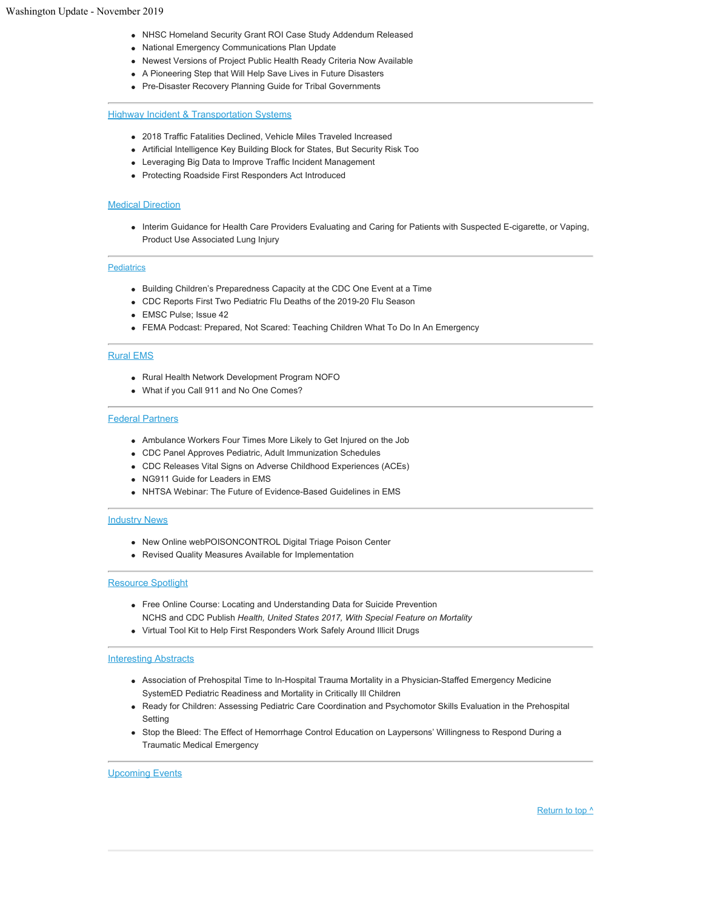- NHSC Homeland Security Grant ROI Case Study Addendum Released
- National Emergency Communications Plan Update
- Newest Versions of Project Public Health Ready Criteria Now Available
- A Pioneering Step that Will Help Save Lives in Future Disasters
- Pre-Disaster Recovery Planning Guide for Tribal Governments

---

## Highway Incident & Transportation Systems

- 2018 Traffic Fatalities Declined, Vehicle Miles Traveled Increased
- Artificial Intelligence Key Building Block for States, But Security Risk Too
- Leveraging Big Data to Improve Traffic Incident Management
- Protecting Roadside First Responders Act Introduced

## Medical Direction

- Interim Guidance for Health Care Providers Evaluating and Caring for Patients with Suspected E-cigarette, or Vaping, Product Use Associated Lung Injury

---

## Pediatrics

- Building Children's Preparedness Capacity at the CDC One Event at a Time
- CDC Reports First Two Pediatric Flu Deaths of the 2019-20 Flu Season
- EMSC Pulse; Issue 42
- FEMA Podcast: Prepared, Not Scared: Teaching Children What To Do In An Emergency

---

## Rural EMS

- Rural Health Network Development Program NOFO
- What if you Call 911 and No One Comes?

---

## Federal Partners

- Ambulance Workers Four Times More Likely to Get Injured on the Job
- CDC Panel Approves Pediatric, Adult Immunization Schedules
- CDC Releases Vital Signs on Adverse Childhood Experiences (ACEs)
- NG911 Guide for Leaders in EMS
- NHTSA Webinar: The Future of Evidence-Based Guidelines in EMS

---

## Industry News

- New Online webPOISONCONTROL Digital Triage Poison Center
- Revised Quality Measures Available for Implementation

---

## Resource Spotlight

- Free Online Course: Locating and Understanding Data for Suicide Prevention
  NCHS and CDC Publish *Health, United States 2017, With Special Feature on Mortality*
- Virtual Tool Kit to Help First Responders Work Safely Around Illicit Drugs

---

## Interesting Abstracts

- Association of Prehospital Time to In-Hospital Trauma Mortality in a Physician-Staffed Emergency Medicine SystemED Pediatric Readiness and Mortality in Critically Ill Children
- Ready for Children: Assessing Pediatric Care Coordination and Psychomotor Skills Evaluation in the Prehospital Setting
- Stop the Bleed: The Effect of Hemorrhage Control Education on Laypersons' Willingness to Respond During a Traumatic Medical Emergency

---

## Upcoming Events

Return to top ^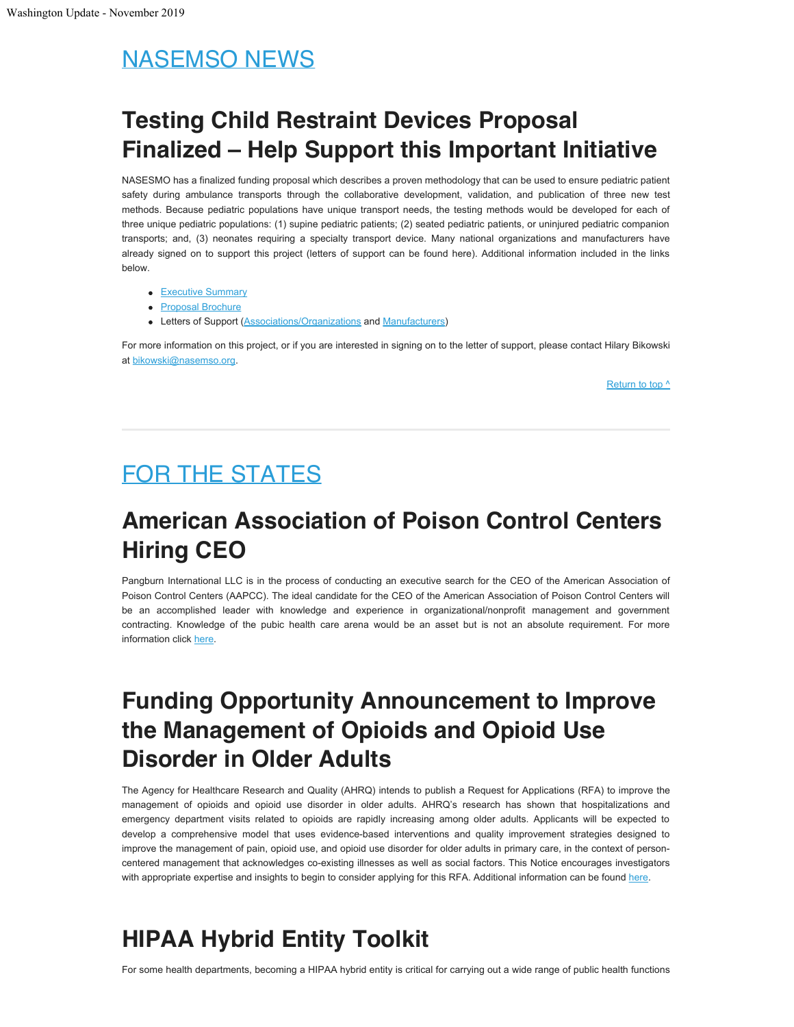# NASEMSO NEWS

## Testing Child Restraint Devices Proposal Finalized – Help Support this Important Initiative

NASESMO has a finalized funding proposal which describes a proven methodology that can be used to ensure pediatric patient safety during ambulance transports through the collaborative development, validation, and publication of three new test methods. Because pediatric populations have unique transport needs, the testing methods would be developed for each of three unique pediatric populations: (1) supine pediatric patients; (2) seated pediatric patients, or uninjured pediatric companion transports; and, (3) neonates requiring a specialty transport device. Many national organizations and manufacturers have already signed on to support this project (letters of support can be found here). Additional information included in the links below.

- Executive Summary
- Proposal Brochure
- Letters of Support (Associations/Organizations and Manufacturers)

For more information on this project, or if you are interested in signing on to the letter of support, please contact Hilary Bikowski at bikowski@nasemso.org.

Return to top ^

---

# FOR THE STATES

## American Association of Poison Control Centers Hiring CEO

Pangburn International LLC is in the process of conducting an executive search for the CEO of the American Association of Poison Control Centers (AAPCC). The ideal candidate for the CEO of the American Association of Poison Control Centers will be an accomplished leader with knowledge and experience in organizational/nonprofit management and government contracting. Knowledge of the pubic health care arena would be an asset but is not an absolute requirement. For more information click here.

## Funding Opportunity Announcement to Improve the Management of Opioids and Opioid Use Disorder in Older Adults

The Agency for Healthcare Research and Quality (AHRQ) intends to publish a Request for Applications (RFA) to improve the management of opioids and opioid use disorder in older adults. AHRQ's research has shown that hospitalizations and emergency department visits related to opioids are rapidly increasing among older adults. Applicants will be expected to develop a comprehensive model that uses evidence-based interventions and quality improvement strategies designed to improve the management of pain, opioid use, and opioid use disorder for older adults in primary care, in the context of person-centered management that acknowledges co-existing illnesses as well as social factors. This Notice encourages investigators with appropriate expertise and insights to begin to consider applying for this RFA. Additional information can be found here.

## HIPAA Hybrid Entity Toolkit

For some health departments, becoming a HIPAA hybrid entity is critical for carrying out a wide range of public health functions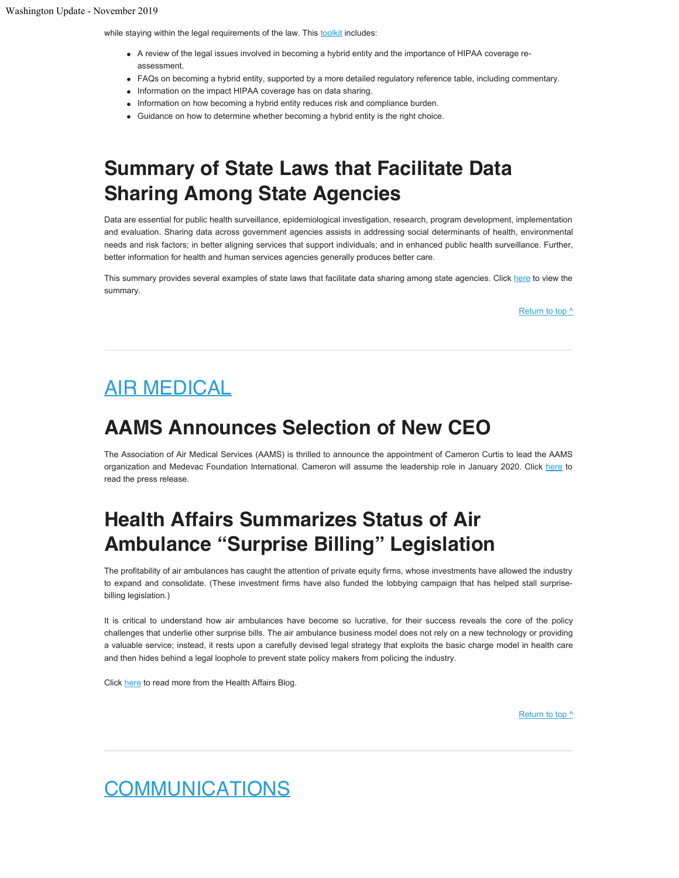while staying within the legal requirements of the law. This toolkit includes:

- A review of the legal issues involved in becoming a hybrid entity and the importance of HIPAA coverage re-assessment.
- FAQs on becoming a hybrid entity, supported by a more detailed regulatory reference table, including commentary.
- Information on the impact HIPAA coverage has on data sharing.
- Information on how becoming a hybrid entity reduces risk and compliance burden.
- Guidance on how to determine whether becoming a hybrid entity is the right choice.

# Summary of State Laws that Facilitate Data Sharing Among State Agencies

Data are essential for public health surveillance, epidemiological investigation, research, program development, implementation and evaluation. Sharing data across government agencies assists in addressing social determinants of health, environmental needs and risk factors; in better aligning services that support individuals; and in enhanced public health surveillance. Further, better information for health and human services agencies generally produces better care.

This summary provides several examples of state laws that facilitate data sharing among state agencies. Click here to view the summary.

Return to top ^

---

## AIR MEDICAL

# AAMS Announces Selection of New CEO

The Association of Air Medical Services (AAMS) is thrilled to announce the appointment of Cameron Curtis to lead the AAMS organization and Medevac Foundation International. Cameron will assume the leadership role in January 2020. Click here to read the press release.

# Health Affairs Summarizes Status of Air Ambulance “Surprise Billing” Legislation

The profitability of air ambulances has caught the attention of private equity firms, whose investments have allowed the industry to expand and consolidate. (These investment firms have also funded the lobbying campaign that has helped stall surprise-billing legislation.)

It is critical to understand how air ambulances have become so lucrative, for their success reveals the core of the policy challenges that underlie other surprise bills. The air ambulance business model does not rely on a new technology or providing a valuable service; instead, it rests upon a carefully devised legal strategy that exploits the basic charge model in health care and then hides behind a legal loophole to prevent state policy makers from policing the industry.

Click here to read more from the Health Affairs Blog.

Return to top ^

---

## COMMUNICATIONS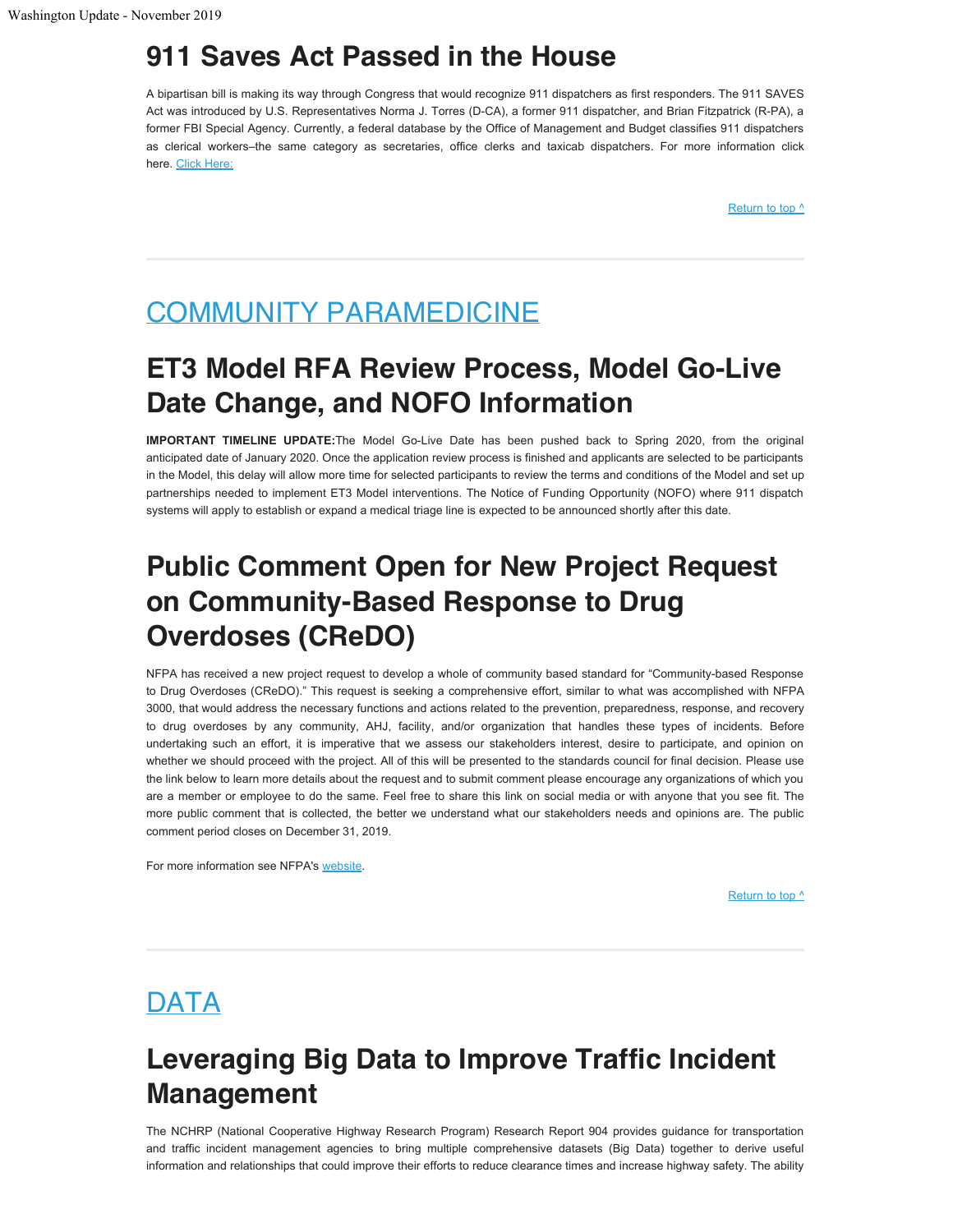# 911 Saves Act Passed in the House

A bipartisan bill is making its way through Congress that would recognize 911 dispatchers as first responders. The 911 SAVES Act was introduced by U.S. Representatives Norma J. Torres (D-CA), a former 911 dispatcher, and Brian Fitzpatrick (R-PA), a former FBI Special Agency. Currently, a federal database by the Office of Management and Budget classifies 911 dispatchers as clerical workers–the same category as secretaries, office clerks and taxicab dispatchers. For more information click here. Click Here:

Return to top ^

---

## COMMUNITY PARAMEDICINE

# ET3 Model RFA Review Process, Model Go-Live Date Change, and NOFO Information

**IMPORTANT TIMELINE UPDATE:** The Model Go-Live Date has been pushed back to Spring 2020, from the original anticipated date of January 2020. Once the application review process is finished and applicants are selected to be participants in the Model, this delay will allow more time for selected participants to review the terms and conditions of the Model and set up partnerships needed to implement ET3 Model interventions. The Notice of Funding Opportunity (NOFO) where 911 dispatch systems will apply to establish or expand a medical triage line is expected to be announced shortly after this date.

# Public Comment Open for New Project Request on Community-Based Response to Drug Overdoses (CReDO)

NFPA has received a new project request to develop a whole of community based standard for "Community-based Response to Drug Overdoses (CReDO)." This request is seeking a comprehensive effort, similar to what was accomplished with NFPA 3000, that would address the necessary functions and actions related to the prevention, preparedness, response, and recovery to drug overdoses by any community, AHJ, facility, and/or organization that handles these types of incidents. Before undertaking such an effort, it is imperative that we assess our stakeholders interest, desire to participate, and opinion on whether we should proceed with the project. All of this will be presented to the standards council for final decision. Please use the link below to learn more details about the request and to submit comment please encourage any organizations of which you are a member or employee to do the same. Feel free to share this link on social media or with anyone that you see fit. The more public comment that is collected, the better we understand what our stakeholders needs and opinions are. The public comment period closes on December 31, 2019.

For more information see NFPA's website.

Return to top ^

---

## DATA

# Leveraging Big Data to Improve Traffic Incident Management

The NCHRP (National Cooperative Highway Research Program) Research Report 904 provides guidance for transportation and traffic incident management agencies to bring multiple comprehensive datasets (Big Data) together to derive useful information and relationships that could improve their efforts to reduce clearance times and increase highway safety. The ability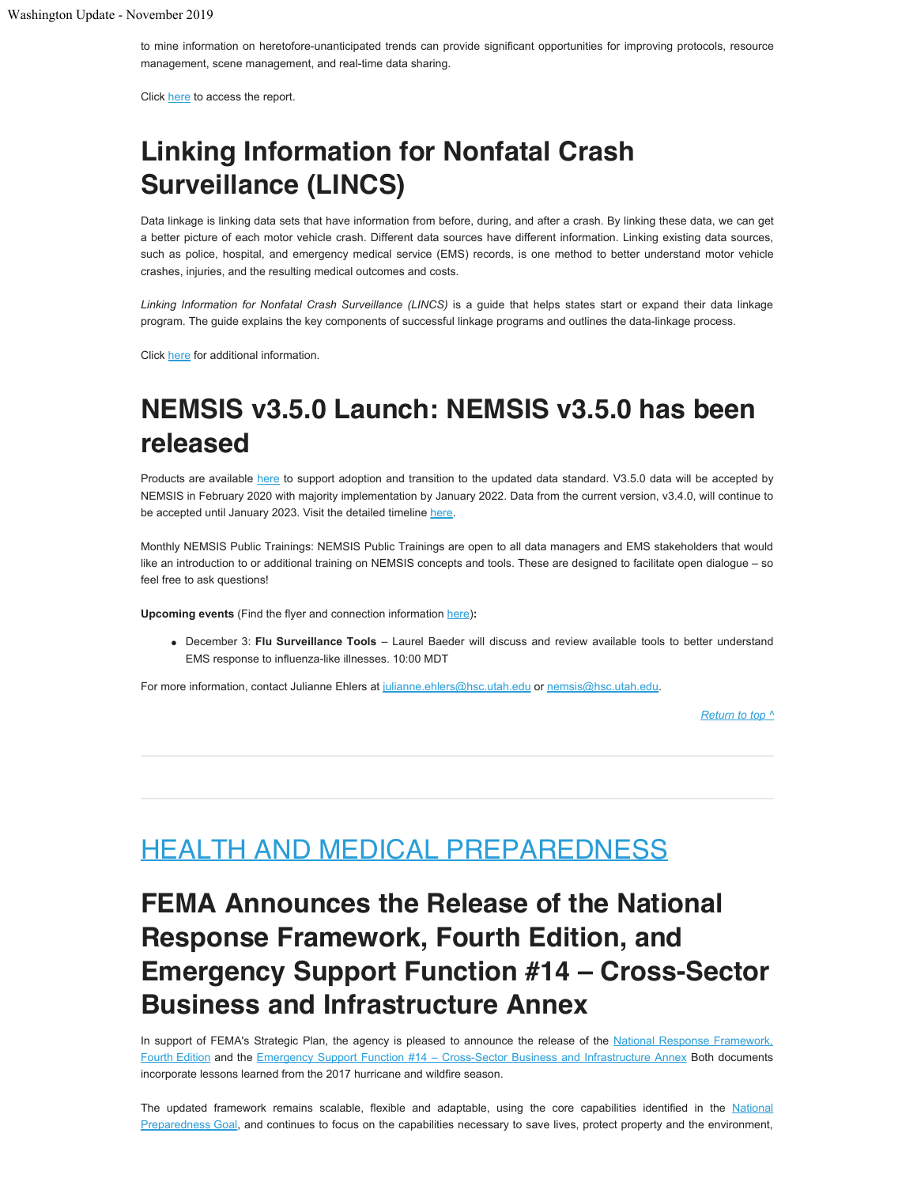to mine information on heretofore-unanticipated trends can provide significant opportunities for improving protocols, resource management, scene management, and real-time data sharing.

Click [here]() to access the report.

# Linking Information for Nonfatal Crash Surveillance (LINCS)

Data linkage is linking data sets that have information from before, during, and after a crash. By linking these data, we can get a better picture of each motor vehicle crash. Different data sources have different information. Linking existing data sources, such as police, hospital, and emergency medical service (EMS) records, is one method to better understand motor vehicle crashes, injuries, and the resulting medical outcomes and costs.

*Linking Information for Nonfatal Crash Surveillance (LINCS)* is a guide that helps states start or expand their data linkage program. The guide explains the key components of successful linkage programs and outlines the data-linkage process.

Click [here]() for additional information.

# NEMSIS v3.5.0 Launch: NEMSIS v3.5.0 has been released

Products are available [here]() to support adoption and transition to the updated data standard. V3.5.0 data will be accepted by NEMSIS in February 2020 with majority implementation by January 2022. Data from the current version, v3.4.0, will continue to be accepted until January 2023. Visit the detailed timeline [here]().

Monthly NEMSIS Public Trainings: NEMSIS Public Trainings are open to all data managers and EMS stakeholders that would like an introduction to or additional training on NEMSIS concepts and tools. These are designed to facilitate open dialogue – so feel free to ask questions!

**Upcoming events** (Find the flyer and connection information [here]()):

- December 3: **Flu Surveillance Tools** – Laurel Baeder will discuss and review available tools to better understand EMS response to influenza-like illnesses. 10:00 MDT

For more information, contact Julianne Ehlers at julianne.ehlers@hsc.utah.edu or nemsis@hsc.utah.edu.

*Return to top ^*

---

# HEALTH AND MEDICAL PREPAREDNESS

# FEMA Announces the Release of the National Response Framework, Fourth Edition, and Emergency Support Function #14 – Cross-Sector Business and Infrastructure Annex

In support of FEMA's Strategic Plan, the agency is pleased to announce the release of the [National Response Framework, Fourth Edition]() and the [Emergency Support Function #14 – Cross-Sector Business and Infrastructure Annex]() Both documents incorporate lessons learned from the 2017 hurricane and wildfire season.

The updated framework remains scalable, flexible and adaptable, using the core capabilities identified in the [National Preparedness Goal](), and continues to focus on the capabilities necessary to save lives, protect property and the environment,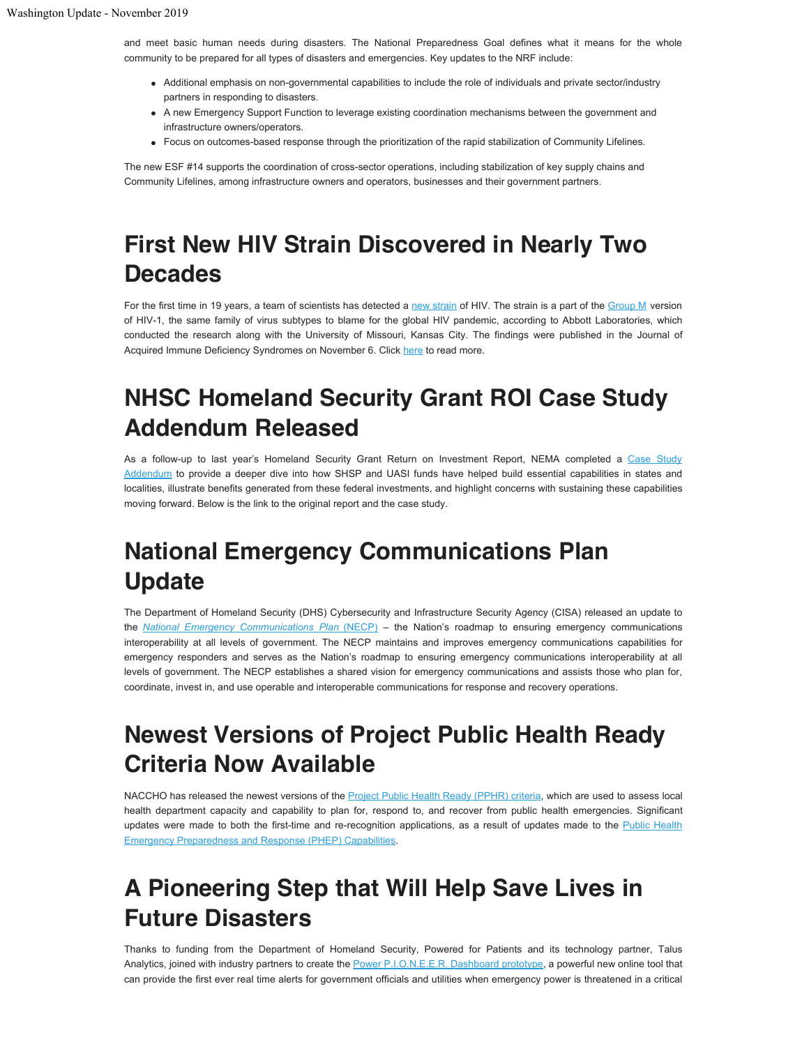and meet basic human needs during disasters. The National Preparedness Goal defines what it means for the whole community to be prepared for all types of disasters and emergencies. Key updates to the NRF include:

- Additional emphasis on non-governmental capabilities to include the role of individuals and private sector/industry partners in responding to disasters.
- A new Emergency Support Function to leverage existing coordination mechanisms between the government and infrastructure owners/operators.
- Focus on outcomes-based response through the prioritization of the rapid stabilization of Community Lifelines.

The new ESF #14 supports the coordination of cross-sector operations, including stabilization of key supply chains and Community Lifelines, among infrastructure owners and operators, businesses and their government partners.

# First New HIV Strain Discovered in Nearly Two Decades

For the first time in 19 years, a team of scientists has detected a new strain of HIV. The strain is a part of the Group M version of HIV-1, the same family of virus subtypes to blame for the global HIV pandemic, according to Abbott Laboratories, which conducted the research along with the University of Missouri, Kansas City. The findings were published in the Journal of Acquired Immune Deficiency Syndromes on November 6. Click here to read more.

# NHSC Homeland Security Grant ROI Case Study Addendum Released

As a follow-up to last year's Homeland Security Grant Return on Investment Report, NEMA completed a Case Study Addendum to provide a deeper dive into how SHSP and UASI funds have helped build essential capabilities in states and localities, illustrate benefits generated from these federal investments, and highlight concerns with sustaining these capabilities moving forward. Below is the link to the original report and the case study.

# National Emergency Communications Plan Update

The Department of Homeland Security (DHS) Cybersecurity and Infrastructure Security Agency (CISA) released an update to the *National Emergency Communications Plan* (NECP) – the Nation's roadmap to ensuring emergency communications interoperability at all levels of government. The NECP maintains and improves emergency communications capabilities for emergency responders and serves as the Nation's roadmap to ensuring emergency communications interoperability at all levels of government. The NECP establishes a shared vision for emergency communications and assists those who plan for, coordinate, invest in, and use operable and interoperable communications for response and recovery operations.

# Newest Versions of Project Public Health Ready Criteria Now Available

NACCHO has released the newest versions of the Project Public Health Ready (PPHR) criteria, which are used to assess local health department capacity and capability to plan for, respond to, and recover from public health emergencies. Significant updates were made to both the first-time and re-recognition applications, as a result of updates made to the Public Health Emergency Preparedness and Response (PHEP) Capabilities.

# A Pioneering Step that Will Help Save Lives in Future Disasters

Thanks to funding from the Department of Homeland Security, Powered for Patients and its technology partner, Talus Analytics, joined with industry partners to create the Power P.I.O.N.E.E.R. Dashboard prototype, a powerful new online tool that can provide the first ever real time alerts for government officials and utilities when emergency power is threatened in a critical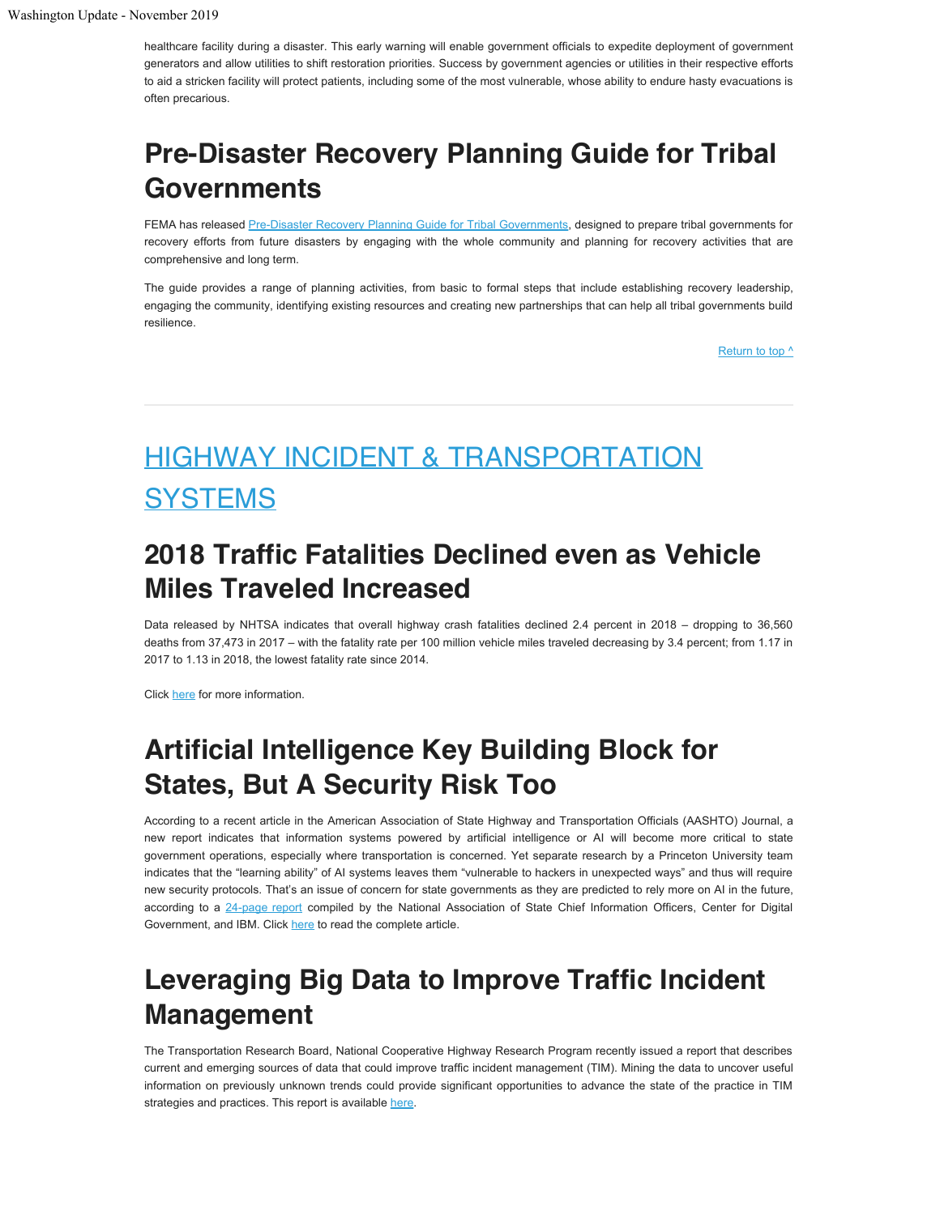healthcare facility during a disaster. This early warning will enable government officials to expedite deployment of government generators and allow utilities to shift restoration priorities. Success by government agencies or utilities in their respective efforts to aid a stricken facility will protect patients, including some of the most vulnerable, whose ability to endure hasty evacuations is often precarious.

## Pre-Disaster Recovery Planning Guide for Tribal Governments

FEMA has released Pre-Disaster Recovery Planning Guide for Tribal Governments, designed to prepare tribal governments for recovery efforts from future disasters by engaging with the whole community and planning for recovery activities that are comprehensive and long term.

The guide provides a range of planning activities, from basic to formal steps that include establishing recovery leadership, engaging the community, identifying existing resources and creating new partnerships that can help all tribal governments build resilience.

Return to top ^

---

# HIGHWAY INCIDENT & TRANSPORTATION SYSTEMS

## 2018 Traffic Fatalities Declined even as Vehicle Miles Traveled Increased

Data released by NHTSA indicates that overall highway crash fatalities declined 2.4 percent in 2018 – dropping to 36,560 deaths from 37,473 in 2017 – with the fatality rate per 100 million vehicle miles traveled decreasing by 3.4 percent; from 1.17 in 2017 to 1.13 in 2018, the lowest fatality rate since 2014.

Click here for more information.

## Artificial Intelligence Key Building Block for States, But A Security Risk Too

According to a recent article in the American Association of State Highway and Transportation Officials (AASHTO) Journal, a new report indicates that information systems powered by artificial intelligence or AI will become more critical to state government operations, especially where transportation is concerned. Yet separate research by a Princeton University team indicates that the "learning ability" of AI systems leaves them "vulnerable to hackers in unexpected ways" and thus will require new security protocols. That's an issue of concern for state governments as they are predicted to rely more on AI in the future, according to a 24-page report compiled by the National Association of State Chief Information Officers, Center for Digital Government, and IBM. Click here to read the complete article.

## Leveraging Big Data to Improve Traffic Incident Management

The Transportation Research Board, National Cooperative Highway Research Program recently issued a report that describes current and emerging sources of data that could improve traffic incident management (TIM). Mining the data to uncover useful information on previously unknown trends could provide significant opportunities to advance the state of the practice in TIM strategies and practices. This report is available here.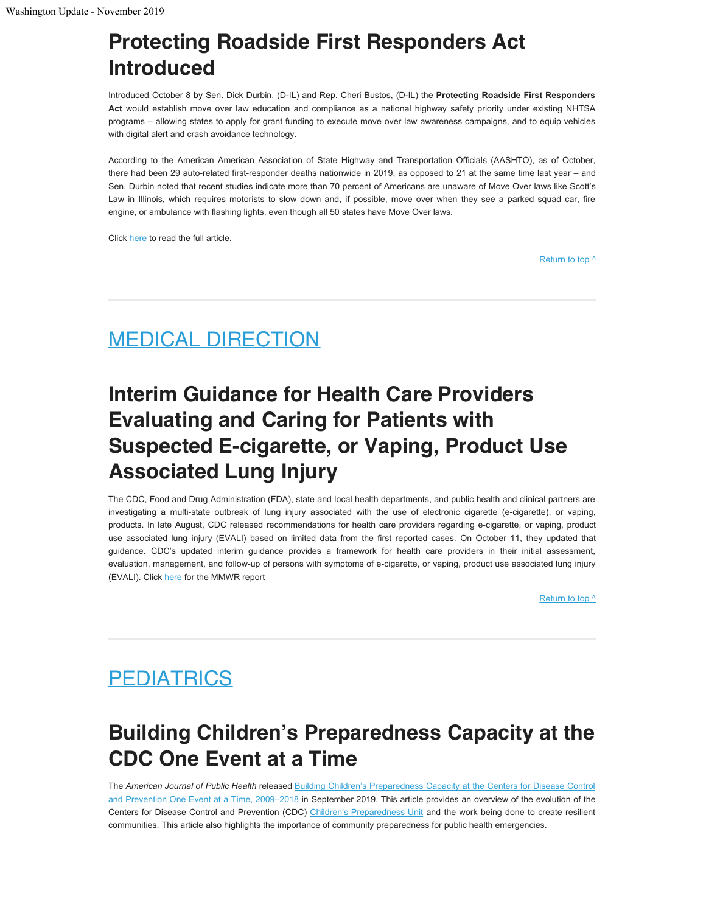# Protecting Roadside First Responders Act Introduced

Introduced October 8 by Sen. Dick Durbin, (D-IL) and Rep. Cheri Bustos, (D-IL) the **Protecting Roadside First Responders Act** would establish move over law education and compliance as a national highway safety priority under existing NHTSA programs – allowing states to apply for grant funding to execute move over law awareness campaigns, and to equip vehicles with digital alert and crash avoidance technology.

According to the American American Association of State Highway and Transportation Officials (AASHTO), as of October, there had been 29 auto-related first-responder deaths nationwide in 2019, as opposed to 21 at the same time last year – and Sen. Durbin noted that recent studies indicate more than 70 percent of Americans are unaware of Move Over laws like Scott's Law in Illinois, which requires motorists to slow down and, if possible, move over when they see a parked squad car, fire engine, or ambulance with flashing lights, even though all 50 states have Move Over laws.

Click here to read the full article.

Return to top ^

## MEDICAL DIRECTION

# Interim Guidance for Health Care Providers Evaluating and Caring for Patients with Suspected E-cigarette, or Vaping, Product Use Associated Lung Injury

The CDC, Food and Drug Administration (FDA), state and local health departments, and public health and clinical partners are investigating a multi-state outbreak of lung injury associated with the use of electronic cigarette (e-cigarette), or vaping, products. In late August, CDC released recommendations for health care providers regarding e-cigarette, or vaping, product use associated lung injury (EVALI) based on limited data from the first reported cases. On October 11, they updated that guidance. CDC's updated interim guidance provides a framework for health care providers in their initial assessment, evaluation, management, and follow-up of persons with symptoms of e-cigarette, or vaping, product use associated lung injury (EVALI). Click here for the MMWR report

Return to top ^

## PEDIATRICS

# Building Children's Preparedness Capacity at the CDC One Event at a Time

The *American Journal of Public Health* released Building Children's Preparedness Capacity at the Centers for Disease Control and Prevention One Event at a Time, 2009–2018 in September 2019. This article provides an overview of the evolution of the Centers for Disease Control and Prevention (CDC) Children's Preparedness Unit and the work being done to create resilient communities. This article also highlights the importance of community preparedness for public health emergencies.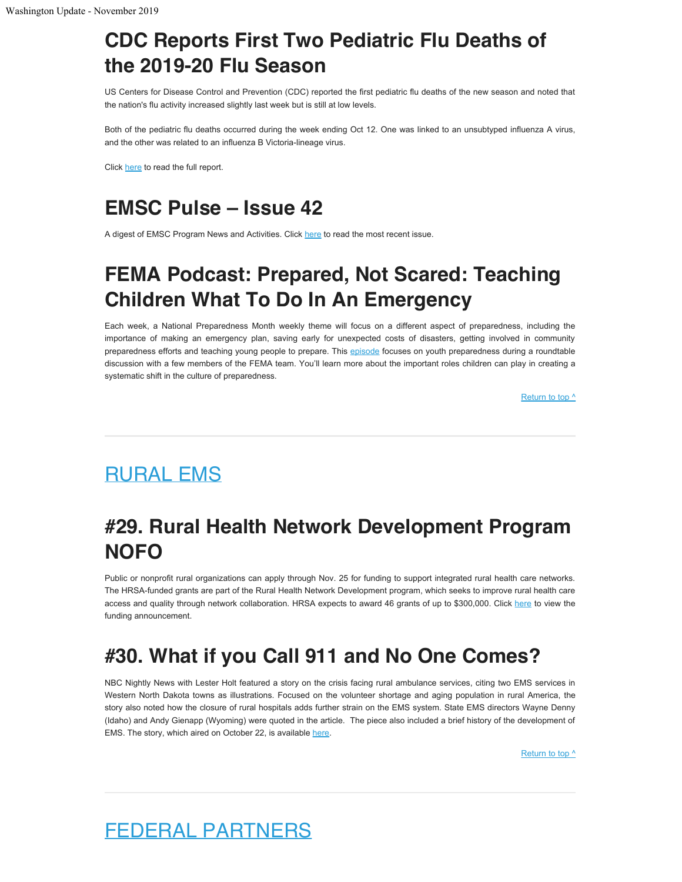# CDC Reports First Two Pediatric Flu Deaths of the 2019-20 Flu Season

US Centers for Disease Control and Prevention (CDC) reported the first pediatric flu deaths of the new season and noted that the nation's flu activity increased slightly last week but is still at low levels.

Both of the pediatric flu deaths occurred during the week ending Oct 12. One was linked to an unsubtyped influenza A virus, and the other was related to an influenza B Victoria-lineage virus.

Click here to read the full report.

# EMSC Pulse – Issue 42

A digest of EMSC Program News and Activities. Click here to read the most recent issue.

# FEMA Podcast: Prepared, Not Scared: Teaching Children What To Do In An Emergency

Each week, a National Preparedness Month weekly theme will focus on a different aspect of preparedness, including the importance of making an emergency plan, saving early for unexpected costs of disasters, getting involved in community preparedness efforts and teaching young people to prepare. This episode focuses on youth preparedness during a roundtable discussion with a few members of the FEMA team. You'll learn more about the important roles children can play in creating a systematic shift in the culture of preparedness.

Return to top ^

---

# RURAL EMS

# #29. Rural Health Network Development Program NOFO

Public or nonprofit rural organizations can apply through Nov. 25 for funding to support integrated rural health care networks. The HRSA-funded grants are part of the Rural Health Network Development program, which seeks to improve rural health care access and quality through network collaboration. HRSA expects to award 46 grants of up to $300,000. Click here to view the funding announcement.

# #30. What if you Call 911 and No One Comes?

NBC Nightly News with Lester Holt featured a story on the crisis facing rural ambulance services, citing two EMS services in Western North Dakota towns as illustrations. Focused on the volunteer shortage and aging population in rural America, the story also noted how the closure of rural hospitals adds further strain on the EMS system. State EMS directors Wayne Denny (Idaho) and Andy Gienapp (Wyoming) were quoted in the article. The piece also included a brief history of the development of EMS. The story, which aired on October 22, is available here.

Return to top ^

---

# FEDERAL PARTNERS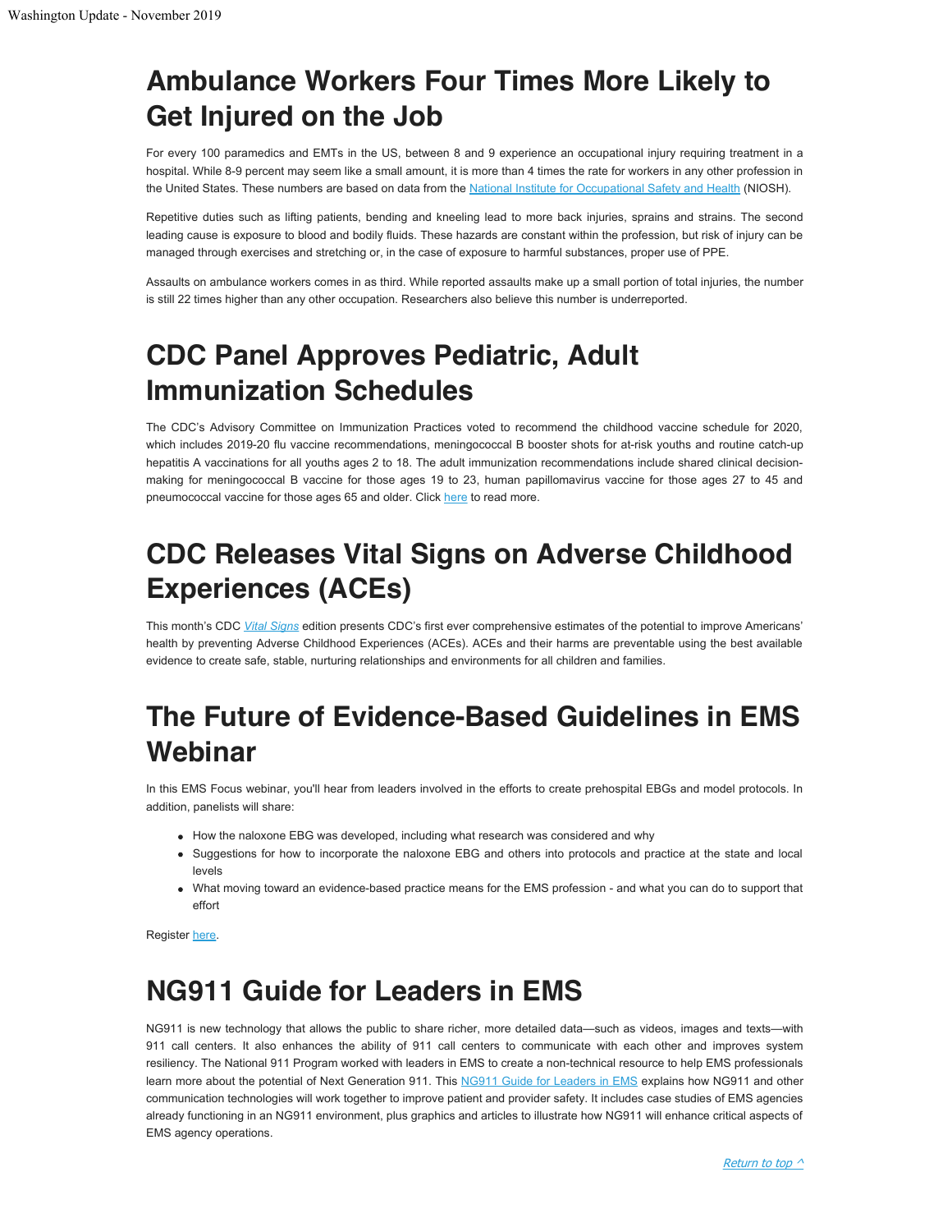# Ambulance Workers Four Times More Likely to Get Injured on the Job

For every 100 paramedics and EMTs in the US, between 8 and 9 experience an occupational injury requiring treatment in a hospital. While 8-9 percent may seem like a small amount, it is more than 4 times the rate for workers in any other profession in the United States. These numbers are based on data from the National Institute for Occupational Safety and Health (NIOSH).

Repetitive duties such as lifting patients, bending and kneeling lead to more back injuries, sprains and strains. The second leading cause is exposure to blood and bodily fluids. These hazards are constant within the profession, but risk of injury can be managed through exercises and stretching or, in the case of exposure to harmful substances, proper use of PPE.

Assaults on ambulance workers comes in as third. While reported assaults make up a small portion of total injuries, the number is still 22 times higher than any other occupation. Researchers also believe this number is underreported.

# CDC Panel Approves Pediatric, Adult Immunization Schedules

The CDC's Advisory Committee on Immunization Practices voted to recommend the childhood vaccine schedule for 2020, which includes 2019-20 flu vaccine recommendations, meningococcal B booster shots for at-risk youths and routine catch-up hepatitis A vaccinations for all youths ages 2 to 18. The adult immunization recommendations include shared clinical decision-making for meningococcal B vaccine for those ages 19 to 23, human papillomavirus vaccine for those ages 27 to 45 and pneumococcal vaccine for those ages 65 and older. Click here to read more.

# CDC Releases Vital Signs on Adverse Childhood Experiences (ACEs)

This month's CDC *Vital Signs* edition presents CDC's first ever comprehensive estimates of the potential to improve Americans' health by preventing Adverse Childhood Experiences (ACEs). ACEs and their harms are preventable using the best available evidence to create safe, stable, nurturing relationships and environments for all children and families.

# The Future of Evidence-Based Guidelines in EMS Webinar

In this EMS Focus webinar, you'll hear from leaders involved in the efforts to create prehospital EBGs and model protocols. In addition, panelists will share:

- How the naloxone EBG was developed, including what research was considered and why
- Suggestions for how to incorporate the naloxone EBG and others into protocols and practice at the state and local levels
- What moving toward an evidence-based practice means for the EMS profession - and what you can do to support that effort

Register here.

# NG911 Guide for Leaders in EMS

NG911 is new technology that allows the public to share richer, more detailed data—such as videos, images and texts—with 911 call centers. It also enhances the ability of 911 call centers to communicate with each other and improves system resiliency. The National 911 Program worked with leaders in EMS to create a non-technical resource to help EMS professionals learn more about the potential of Next Generation 911. This NG911 Guide for Leaders in EMS explains how NG911 and other communication technologies will work together to improve patient and provider safety. It includes case studies of EMS agencies already functioning in an NG911 environment, plus graphics and articles to illustrate how NG911 will enhance critical aspects of EMS agency operations.

*Return to top ^*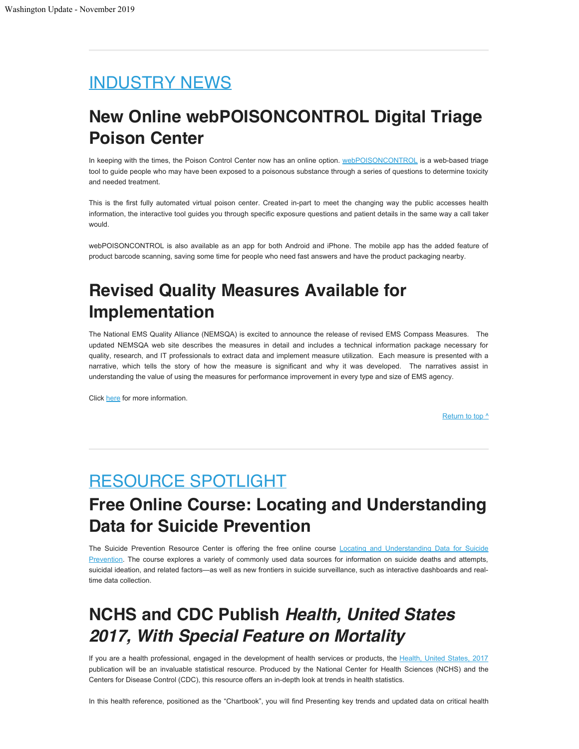# INDUSTRY NEWS

## New Online webPOISONCONTROL Digital Triage Poison Center

In keeping with the times, the Poison Control Center now has an online option. webPOISONCONTROL is a web-based triage tool to guide people who may have been exposed to a poisonous substance through a series of questions to determine toxicity and needed treatment.

This is the first fully automated virtual poison center. Created in-part to meet the changing way the public accesses health information, the interactive tool guides you through specific exposure questions and patient details in the same way a call taker would.

webPOISONCONTROL is also available as an app for both Android and iPhone. The mobile app has the added feature of product barcode scanning, saving some time for people who need fast answers and have the product packaging nearby.

## Revised Quality Measures Available for Implementation

The National EMS Quality Alliance (NEMSQA) is excited to announce the release of revised EMS Compass Measures. The updated NEMSQA web site describes the measures in detail and includes a technical information package necessary for quality, research, and IT professionals to extract data and implement measure utilization. Each measure is presented with a narrative, which tells the story of how the measure is significant and why it was developed. The narratives assist in understanding the value of using the measures for performance improvement in every type and size of EMS agency.

Click here for more information.

Return to top ^

# RESOURCE SPOTLIGHT

## Free Online Course: Locating and Understanding Data for Suicide Prevention

The Suicide Prevention Resource Center is offering the free online course Locating and Understanding Data for Suicide Prevention. The course explores a variety of commonly used data sources for information on suicide deaths and attempts, suicidal ideation, and related factors—as well as new frontiers in suicide surveillance, such as interactive dashboards and real-time data collection.

## NCHS and CDC Publish *Health, United States 2017, With Special Feature on Mortality*

If you are a health professional, engaged in the development of health services or products, the Health, United States, 2017 publication will be an invaluable statistical resource. Produced by the National Center for Health Sciences (NCHS) and the Centers for Disease Control (CDC), this resource offers an in-depth look at trends in health statistics.

In this health reference, positioned as the "Chartbook", you will find Presenting key trends and updated data on critical health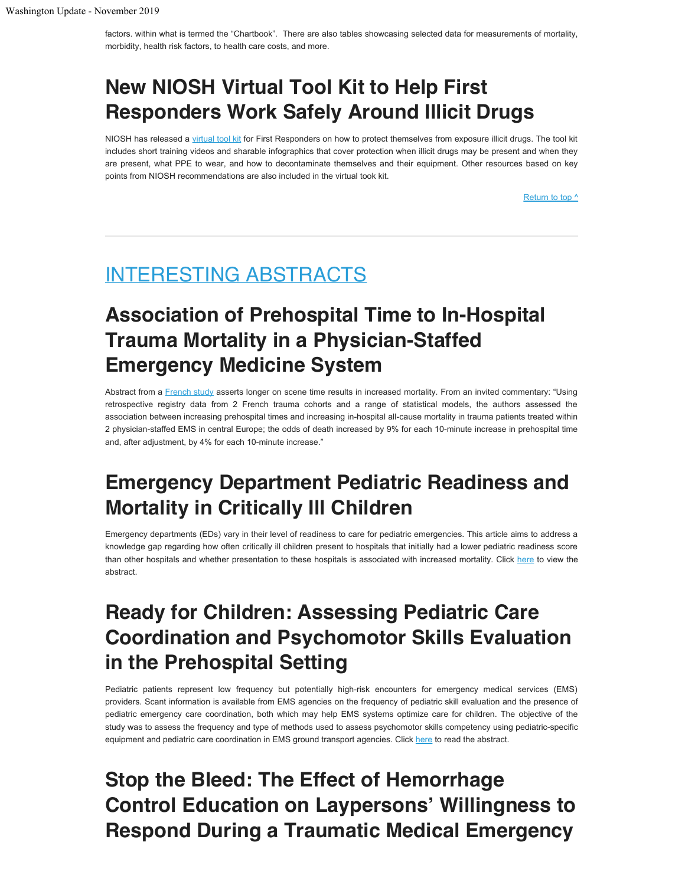factors. within what is termed the "Chartbook". There are also tables showcasing selected data for measurements of mortality, morbidity, health risk factors, to health care costs, and more.

# New NIOSH Virtual Tool Kit to Help First Responders Work Safely Around Illicit Drugs

NIOSH has released a virtual tool kit for First Responders on how to protect themselves from exposure illicit drugs. The tool kit includes short training videos and sharable infographics that cover protection when illicit drugs may be present and when they are present, what PPE to wear, and how to decontaminate themselves and their equipment. Other resources based on key points from NIOSH recommendations are also included in the virtual took kit.

Return to top ^

---

## INTERESTING ABSTRACTS

# Association of Prehospital Time to In-Hospital Trauma Mortality in a Physician-Staffed Emergency Medicine System

Abstract from a French study asserts longer on scene time results in increased mortality. From an invited commentary: "Using retrospective registry data from 2 French trauma cohorts and a range of statistical models, the authors assessed the association between increasing prehospital times and increasing in-hospital all-cause mortality in trauma patients treated within 2 physician-staffed EMS in central Europe; the odds of death increased by 9% for each 10-minute increase in prehospital time and, after adjustment, by 4% for each 10-minute increase."

# Emergency Department Pediatric Readiness and Mortality in Critically Ill Children

Emergency departments (EDs) vary in their level of readiness to care for pediatric emergencies. This article aims to address a knowledge gap regarding how often critically ill children present to hospitals that initially had a lower pediatric readiness score than other hospitals and whether presentation to these hospitals is associated with increased mortality. Click here to view the abstract.

# Ready for Children: Assessing Pediatric Care Coordination and Psychomotor Skills Evaluation in the Prehospital Setting

Pediatric patients represent low frequency but potentially high-risk encounters for emergency medical services (EMS) providers. Scant information is available from EMS agencies on the frequency of pediatric skill evaluation and the presence of pediatric emergency care coordination, both which may help EMS systems optimize care for children. The objective of the study was to assess the frequency and type of methods used to assess psychomotor skills competency using pediatric-specific equipment and pediatric care coordination in EMS ground transport agencies. Click here to read the abstract.

# Stop the Bleed: The Effect of Hemorrhage Control Education on Laypersons' Willingness to Respond During a Traumatic Medical Emergency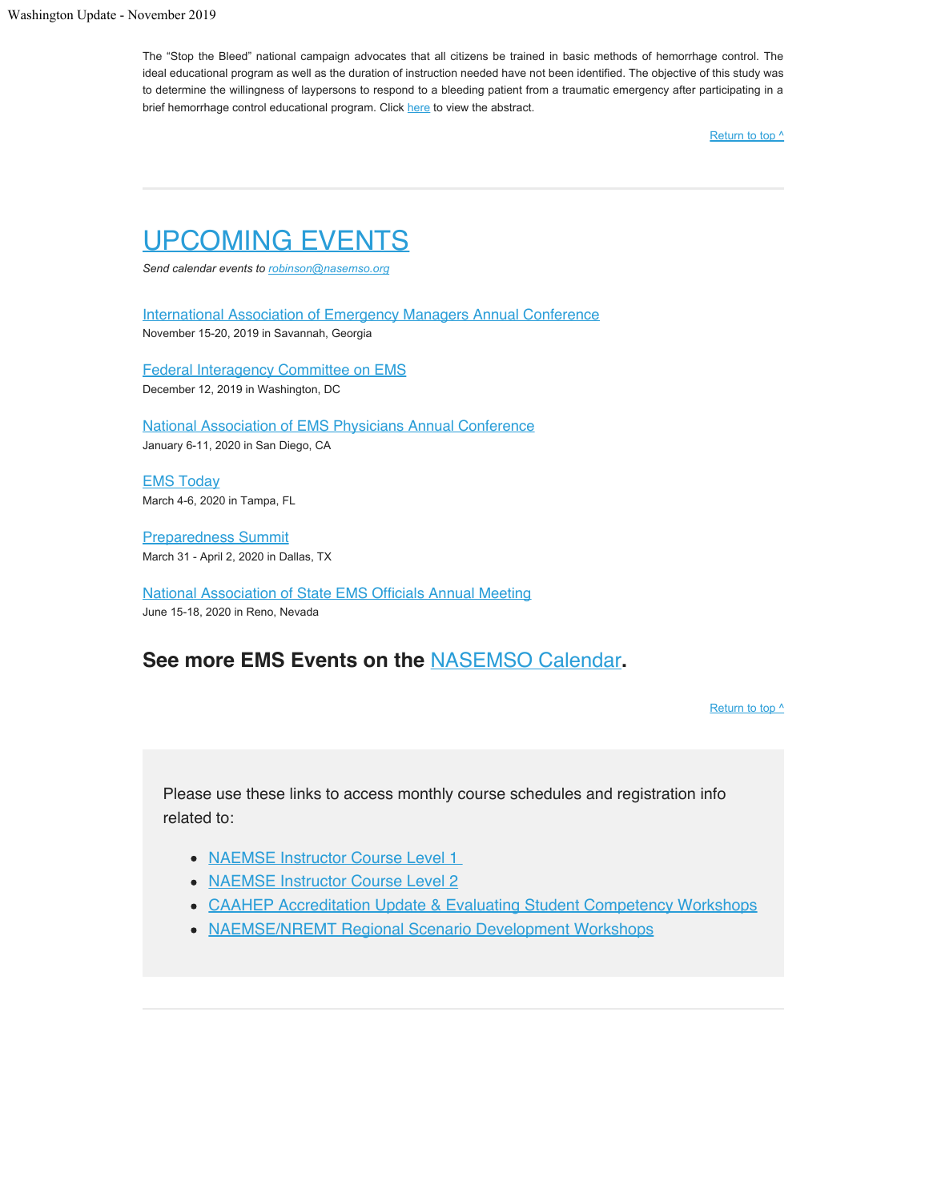The “Stop the Bleed” national campaign advocates that all citizens be trained in basic methods of hemorrhage control. The ideal educational program as well as the duration of instruction needed have not been identified. The objective of this study was to determine the willingness of laypersons to respond to a bleeding patient from a traumatic emergency after participating in a brief hemorrhage control educational program. Click here to view the abstract.

Return to top ^

---

# UPCOMING EVENTS

*Send calendar events to robinson@nasemso.org*

International Association of Emergency Managers Annual Conference
November 15-20, 2019 in Savannah, Georgia

Federal Interagency Committee on EMS
December 12, 2019 in Washington, DC

National Association of EMS Physicians Annual Conference
January 6-11, 2020 in San Diego, CA

EMS Today
March 4-6, 2020 in Tampa, FL

Preparedness Summit
March 31 - April 2, 2020 in Dallas, TX

National Association of State EMS Officials Annual Meeting
June 15-18, 2020 in Reno, Nevada

## See more EMS Events on the NASEMSO Calendar.

Return to top ^

Please use these links to access monthly course schedules and registration info related to:

- NAEMSE Instructor Course Level 1
- NAEMSE Instructor Course Level 2
- CAAHEP Accreditation Update & Evaluating Student Competency Workshops
- NAEMSE/NREMT Regional Scenario Development Workshops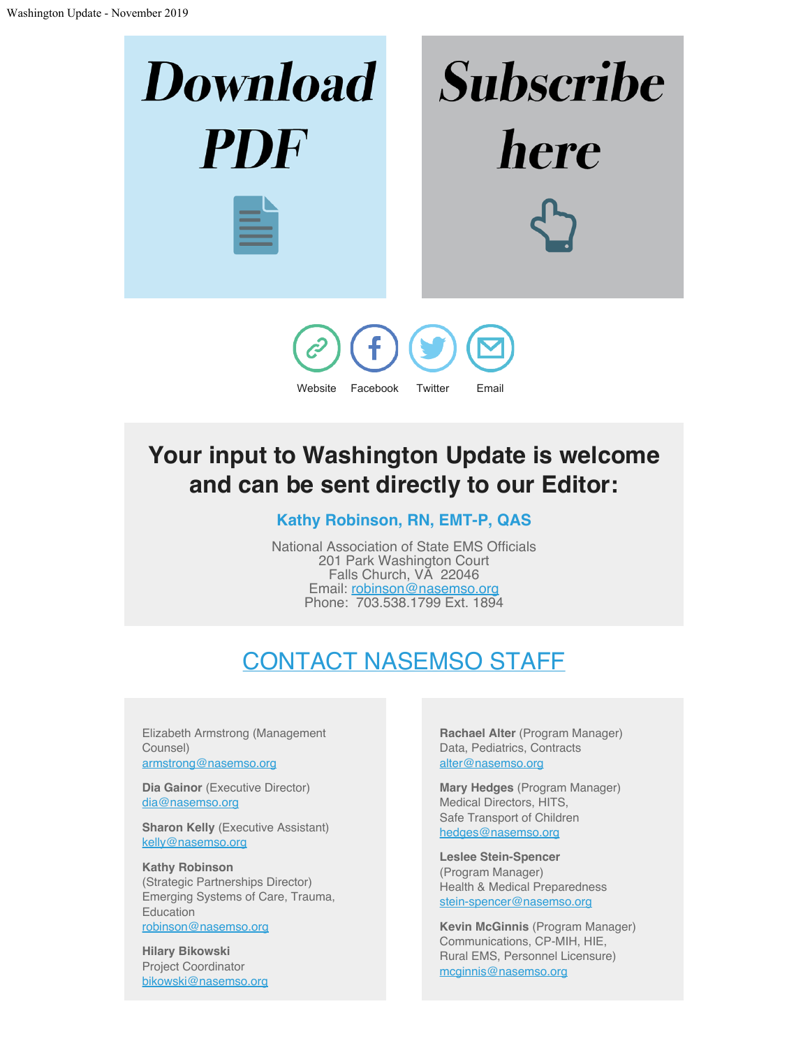# Download PDF

# Subscribe here

Website Facebook Twitter Email

## Your input to Washington Update is welcome and can be sent directly to our Editor:

### Kathy Robinson, RN, EMT-P, QAS

National Association of State EMS Officials
201 Park Washington Court
Falls Church, VA 22046
Email: robinson@nasemso.org
Phone: 703.538.1799 Ext. 1894

## CONTACT NASEMSO STAFF

Elizabeth Armstrong (Management Counsel)
armstrong@nasemso.org

**Dia Gainor** (Executive Director)
dia@nasemso.org

**Sharon Kelly** (Executive Assistant)
kelly@nasemso.org

**Kathy Robinson**
(Strategic Partnerships Director)
Emerging Systems of Care, Trauma, Education
robinson@nasemso.org

**Hilary Bikowski**
Project Coordinator
bikowski@nasemso.org

**Rachael Alter** (Program Manager)
Data, Pediatrics, Contracts
alter@nasemso.org

**Mary Hedges** (Program Manager)
Medical Directors, HITS,
Safe Transport of Children
hedges@nasemso.org

**Leslee Stein-Spencer**
(Program Manager)
Health & Medical Preparedness
stein-spencer@nasemso.org

**Kevin McGinnis** (Program Manager)
Communications, CP-MIH, HIE,
Rural EMS, Personnel Licensure)
mcginnis@nasemso.org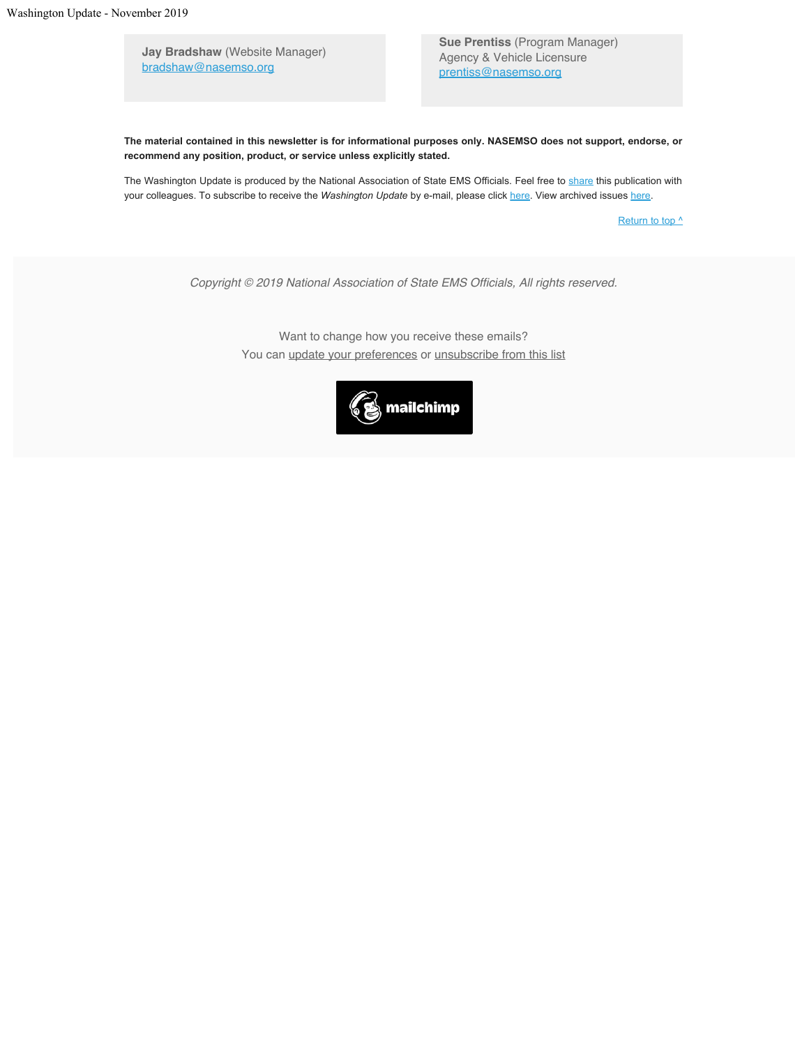**Jay Bradshaw** (Website Manager)
bradshaw@nasemso.org

**Sue Prentiss** (Program Manager)
Agency & Vehicle Licensure
prentiss@nasemso.org

**The material contained in this newsletter is for informational purposes only. NASEMSO does not support, endorse, or recommend any position, product, or service unless explicitly stated.**

The Washington Update is produced by the National Association of State EMS Officials. Feel free to share this publication with your colleagues. To subscribe to receive the *Washington Update* by e-mail, please click here. View archived issues here.

Return to top ^

*Copyright © 2019 National Association of State EMS Officials, All rights reserved.*

Want to change how you receive these emails?
You can update your preferences or unsubscribe from this list

mailchimp